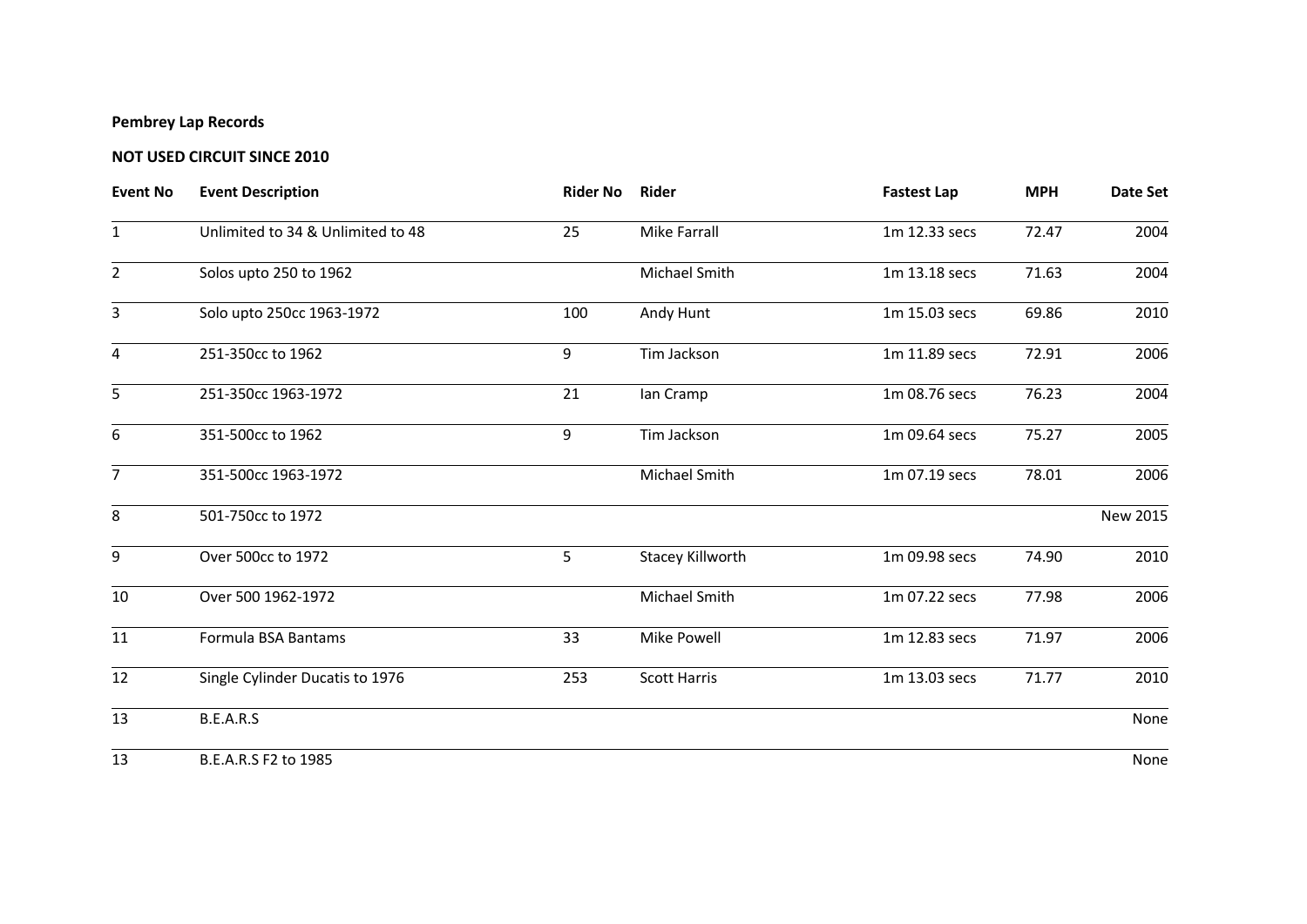**Pembrey Lap Records**

**NOT USED CIRCUIT SINCE 2010**

| Event No | Event Description | Rider No | Rider | Fastest Lap | MPH | Date Set |
|---|---|---|---|---|---|---|
| 1 | Unlimited to 34 & Unlimited to 48 | 25 | Mike Farrall | 1m 12.33 secs | 72.47 | 2004 |
| 2 | Solos upto 250 to 1962 | | Michael Smith | 1m 13.18 secs | 71.63 | 2004 |
| 3 | Solo upto 250cc 1963-1972 | 100 | Andy Hunt | 1m 15.03 secs | 69.86 | 2010 |
| 4 | 251-350cc to 1962 | 9 | Tim Jackson | 1m 11.89 secs | 72.91 | 2006 |
| 5 | 251-350cc 1963-1972 | 21 | Ian Cramp | 1m 08.76 secs | 76.23 | 2004 |
| 6 | 351-500cc to 1962 | 9 | Tim Jackson | 1m 09.64 secs | 75.27 | 2005 |
| 7 | 351-500cc 1963-1972 | | Michael Smith | 1m 07.19 secs | 78.01 | 2006 |
| 8 | 501-750cc to 1972 | | | | | New 2015 |
| 9 | Over 500cc to 1972 | 5 | Stacey Killworth | 1m 09.98 secs | 74.90 | 2010 |
| 10 | Over 500 1962-1972 | | Michael Smith | 1m 07.22 secs | 77.98 | 2006 |
| 11 | Formula BSA Bantams | 33 | Mike Powell | 1m 12.83 secs | 71.97 | 2006 |
| 12 | Single Cylinder Ducatis to 1976 | 253 | Scott Harris | 1m 13.03 secs | 71.77 | 2010 |
| 13 | B.E.A.R.S | | | | | None |
| 13 | B.E.A.R.S F2 to 1985 | | | | | None |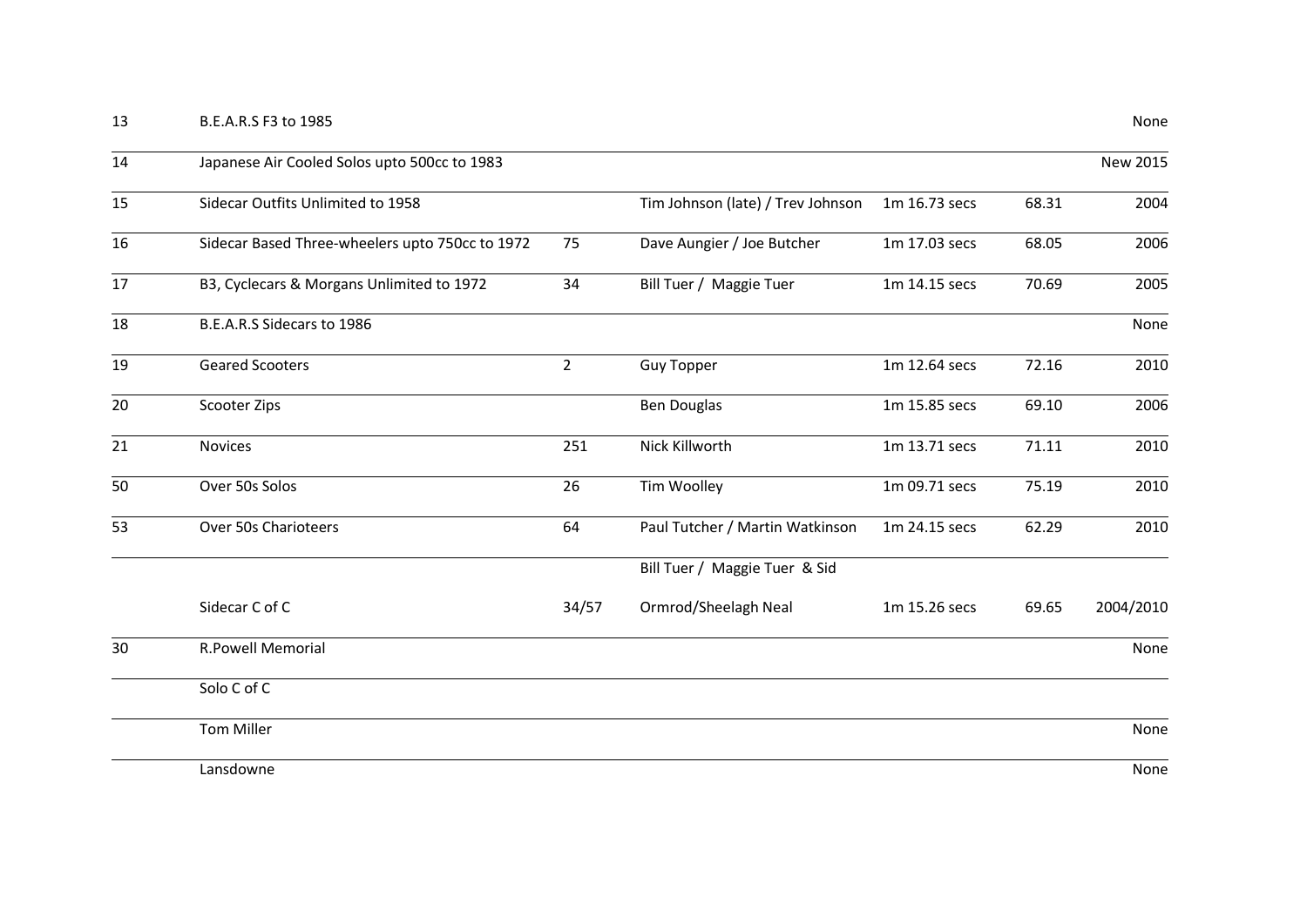| | | | | | | |
|---|---|---|---|---|---|---|
| 13 | B.E.A.R.S F3 to 1985 | | | | | None |
| 14 | Japanese Air Cooled Solos upto 500cc to 1983 | | | | | New 2015 |
| 15 | Sidecar Outfits Unlimited to 1958 | | Tim Johnson (late) / Trev Johnson | 1m 16.73 secs | 68.31 | 2004 |
| 16 | Sidecar Based Three-wheelers upto 750cc to 1972 | 75 | Dave Aungier / Joe Butcher | 1m 17.03 secs | 68.05 | 2006 |
| 17 | B3, Cyclecars & Morgans Unlimited to 1972 | 34 | Bill Tuer / Maggie Tuer | 1m 14.15 secs | 70.69 | 2005 |
| 18 | B.E.A.R.S Sidecars to 1986 | | | | | None |
| 19 | Geared Scooters | 2 | Guy Topper | 1m 12.64 secs | 72.16 | 2010 |
| 20 | Scooter Zips | | Ben Douglas | 1m 15.85 secs | 69.10 | 2006 |
| 21 | Novices | 251 | Nick Killworth | 1m 13.71 secs | 71.11 | 2010 |
| 50 | Over 50s Solos | 26 | Tim Woolley | 1m 09.71 secs | 75.19 | 2010 |
| 53 | Over 50s Charioteers | 64 | Paul Tutcher / Martin Watkinson | 1m 24.15 secs | 62.29 | 2010 |
| | Sidecar C of C | 34/57 | Bill Tuer / Maggie Tuer & Sid Ormrod/Sheelagh Neal | 1m 15.26 secs | 69.65 | 2004/2010 |
| 30 | R.Powell Memorial | | | | | None |
| | Solo C of C | | | | | |
| | Tom Miller | | | | | None |
| | Lansdowne | | | | | None |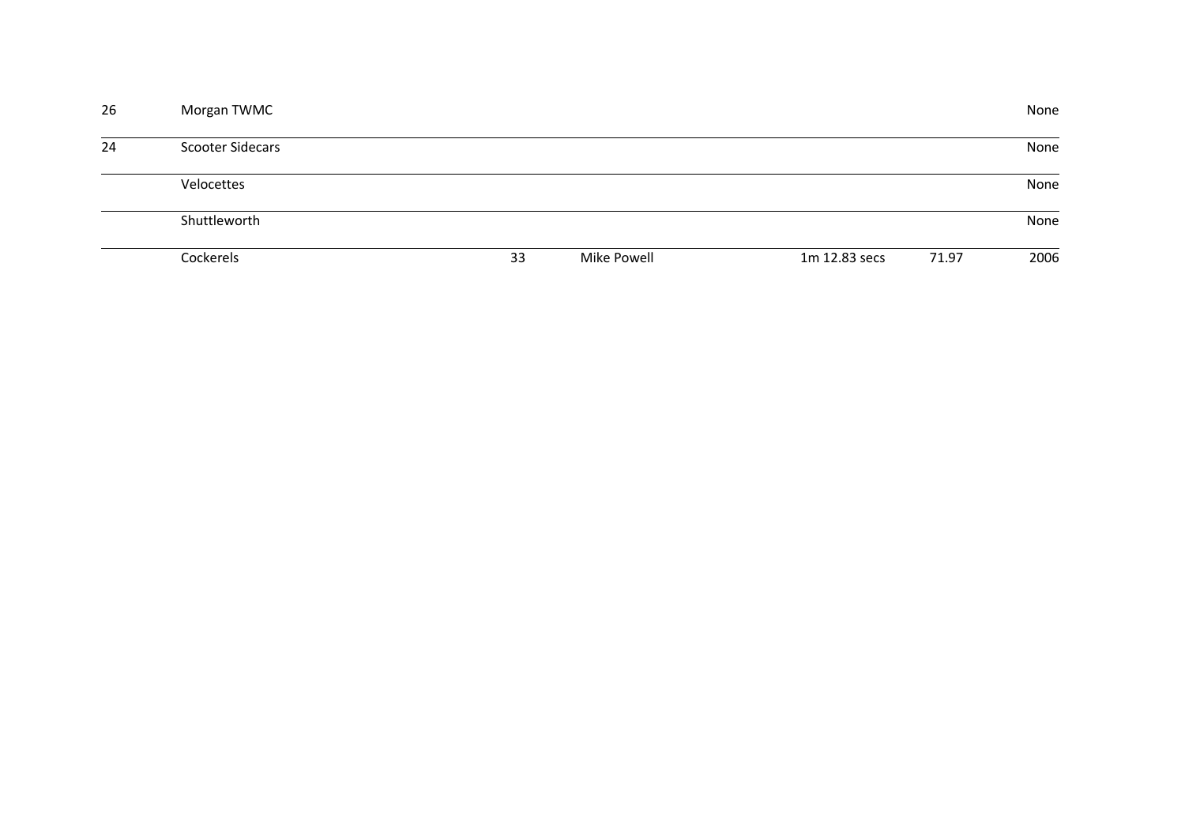| | | | | | | |
|---|---|---|---|---|---|---|
| 26 | Morgan TWMC | | | | | None |
| 24 | Scooter Sidecars | | | | | None |
| | Velocettes | | | | | None |
| | Shuttleworth | | | | | None |
| | Cockerels | 33 | Mike Powell | 1m 12.83 secs | 71.97 | 2006 |